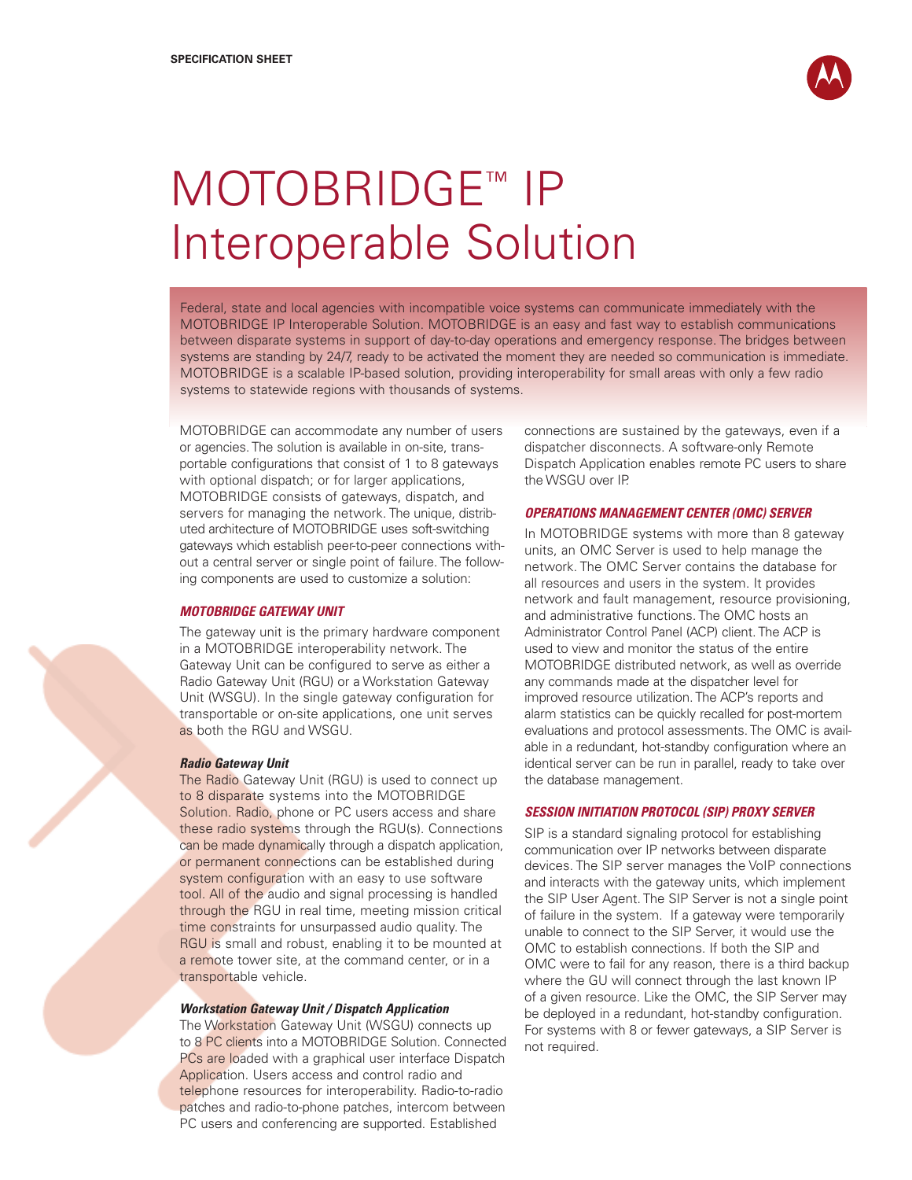# MOTOBRIDGE™ IP Interoperable Solution

Federal, state and local agencies with incompatible voice systems can communicate immediately with the MOTOBRIDGE IP Interoperable Solution. MOTOBRIDGE is an easy and fast way to establish communications between disparate systems in support of day-to-day operations and emergency response. The bridges between systems are standing by 24/7, ready to be activated the moment they are needed so communication is immediate. MOTOBRIDGE is a scalable IP-based solution, providing interoperability for small areas with only a few radio systems to statewide regions with thousands of systems.

MOTOBRIDGE can accommodate any number of users or agencies. The solution is available in on-site, transportable configurations that consist of 1 to 8 gateways with optional dispatch; or for larger applications, MOTOBRIDGE consists of gateways, dispatch, and servers for managing the network. The unique, distributed architecture of MOTOBRIDGE uses soft-switching gateways which establish peer-to-peer connections without a central server or single point of failure. The following components are used to customize a solution:

### *MOTOBRIDGE GATEWAY UNIT*

The gateway unit is the primary hardware component in a MOTOBRIDGE interoperability network. The Gateway Unit can be configured to serve as either a Radio Gateway Unit (RGU) or a Workstation Gateway Unit (WSGU). In the single gateway configuration for transportable or on-site applications, one unit serves as both the RGU and WSGU.

#### *Radio Gateway Unit*

The Radio Gateway Unit (RGU) is used to connect up to 8 disparate systems into the MOTOBRIDGE Solution. Radio, phone or PC users access and share these radio systems through the RGU(s). Connections can be made dynamically through a dispatch application, or permanent connections can be established during system configuration with an easy to use software tool. All of the audio and signal processing is handled through the RGU in real time, meeting mission critical time constraints for unsurpassed audio quality. The RGU is small and robust, enabling it to be mounted at a remote tower site, at the command center, or in a transportable vehicle.

#### *Workstation Gateway Unit / Dispatch Application*

The Workstation Gateway Unit (WSGU) connects up to 8 PC clients into a MOTOBRIDGE Solution. Connected PCs are loaded with a graphical user interface Dispatch Application. Users access and control radio and telephone resources for interoperability. Radio-to-radio patches and radio-to-phone patches, intercom between PC users and conferencing are supported. Established connections are sustained by the gateways, even if a dispatcher disconnects. A software-only Remote Dispatch Application enables remote PC users to share the WSGU over IP.

### *OPERATIONS MANAGEMENT CENTER (OMC) SERVER*

In MOTOBRIDGE systems with more than 8 gateway units, an OMC Server is used to help manage the network. The OMC Server contains the database for all resources and users in the system. It provides network and fault management, resource provisioning, and administrative functions. The OMC hosts an Administrator Control Panel (ACP) client. The ACP is used to view and monitor the status of the entire MOTOBRIDGE distributed network, as well as override any commands made at the dispatcher level for improved resource utilization. The ACP's reports and alarm statistics can be quickly recalled for post-mortem evaluations and protocol assessments. The OMC is available in a redundant, hot-standby configuration where an identical server can be run in parallel, ready to take over the database management.

### *SESSION INITIATION PROTOCOL (SIP) PROXY SERVER*

SIP is a standard signaling protocol for establishing communication over IP networks between disparate devices. The SIP server manages the VoIP connections and interacts with the gateway units, which implement the SIP User Agent. The SIP Server is not a single point of failure in the system. If a gateway were temporarily unable to connect to the SIP Server, it would use the OMC to establish connections. If both the SIP and OMC were to fail for any reason, there is a third backup where the GU will connect through the last known IP of a given resource. Like the OMC, the SIP Server may be deployed in a redundant, hot-standby configuration. For systems with 8 or fewer gateways, a SIP Server is not required.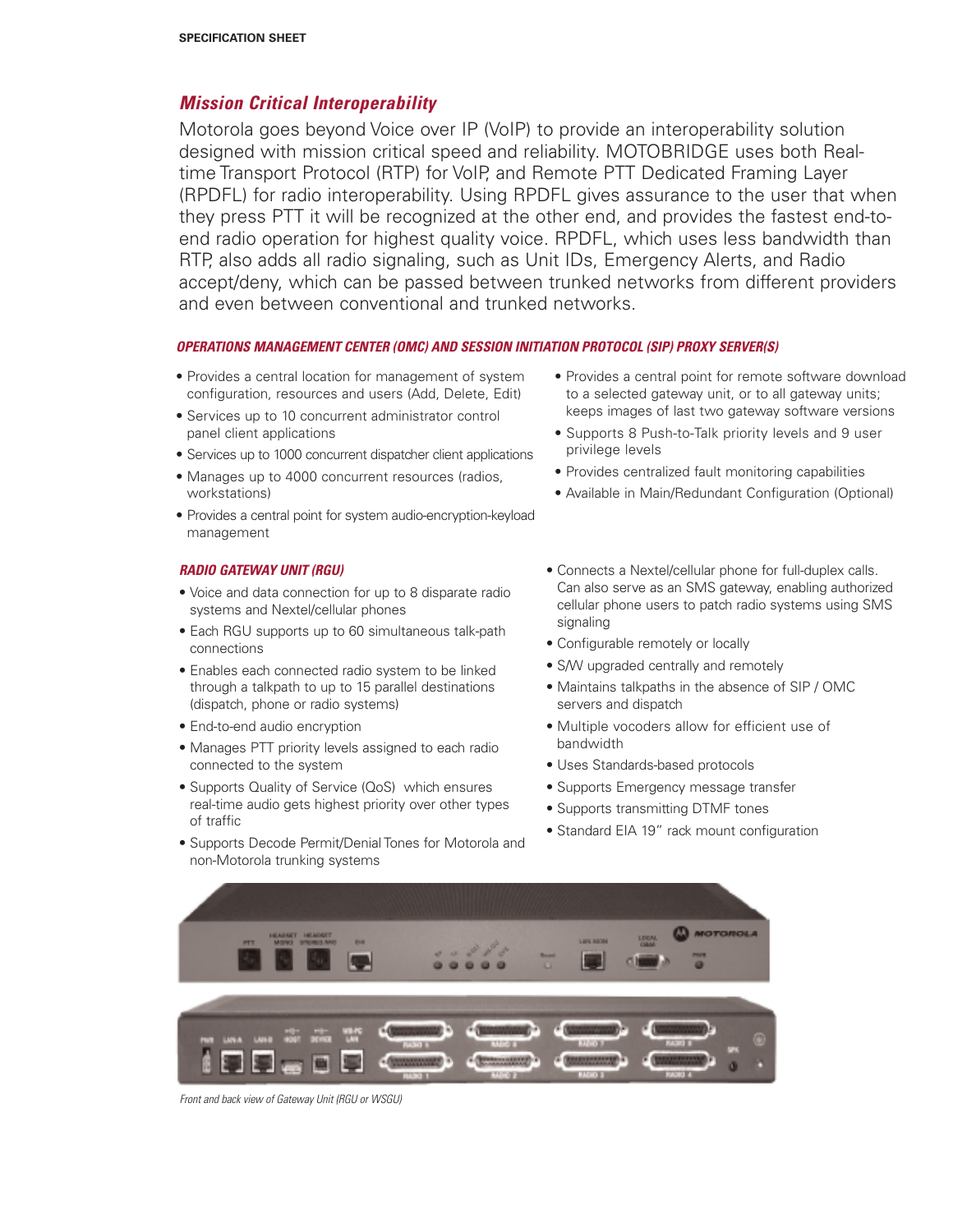## *Mission Critical Interoperability*

Motorola goes beyond Voice over IP (VoIP) to provide an interoperability solution designed with mission critical speed and reliability. MOTOBRIDGE uses both Real-time Transport Protocol (RTP) for VoIP, and Remote PTT Dedicated Framing Layer (RPDFL) for radio interoperability. Using RPDFL gives assurance to the user that when they press PTT it will be recognized at the other end, and provides the fastest end-to-end radio operation for highest quality voice. RPDFL, which uses less bandwidth than RTP, also adds all radio signaling, such as Unit IDs, Emergency Alerts, and Radio accept/deny, which can be passed between trunked networks from different providers and even between conventional and trunked networks.

### *OPERATIONS MANAGEMENT CENTER (OMC) AND SESSION INITIATION PROTOCOL (SIP) PROXY SERVER(S)*

- Provides a central location for management of system configuration, resources and users (Add, Delete, Edit)
- Services up to 10 concurrent administrator control panel client applications
- Services up to 1000 concurrent dispatcher client applications
- Manages up to 4000 concurrent resources (radios, workstations)
- Provides a central point for system audio-encryption-keyload management
- Provides a central point for remote software download to a selected gateway unit, or to all gateway units; keeps images of last two gateway software versions
- Supports 8 Push-to-Talk priority levels and 9 user privilege levels
- Provides centralized fault monitoring capabilities
- Available in Main/Redundant Configuration (Optional)

### *RADIO GATEWAY UNIT (RGU)*

- Voice and data connection for up to 8 disparate radio systems and Nextel/cellular phones
- Each RGU supports up to 60 simultaneous talk-path connections
- Enables each connected radio system to be linked through a talkpath to up to 15 parallel destinations (dispatch, phone or radio systems)
- End-to-end audio encryption
- Manages PTT priority levels assigned to each radio connected to the system
- Supports Quality of Service (QoS) which ensures real-time audio gets highest priority over other types of traffic
- Supports Decode Permit/Denial Tones for Motorola and non-Motorola trunking systems
- Connects a Nextel/cellular phone for full-duplex calls. Can also serve as an SMS gateway, enabling authorized cellular phone users to patch radio systems using SMS signaling
- Configurable remotely or locally
- S/W upgraded centrally and remotely
- Maintains talkpaths in the absence of SIP / OMC servers and dispatch
- Multiple vocoders allow for efficient use of bandwidth
- Uses Standards-based protocols
- Supports Emergency message transfer
- Supports transmitting DTMF tones
- Standard EIA 19" rack mount configuration

*Front and back view of Gateway Unit (RGU or WSGU)*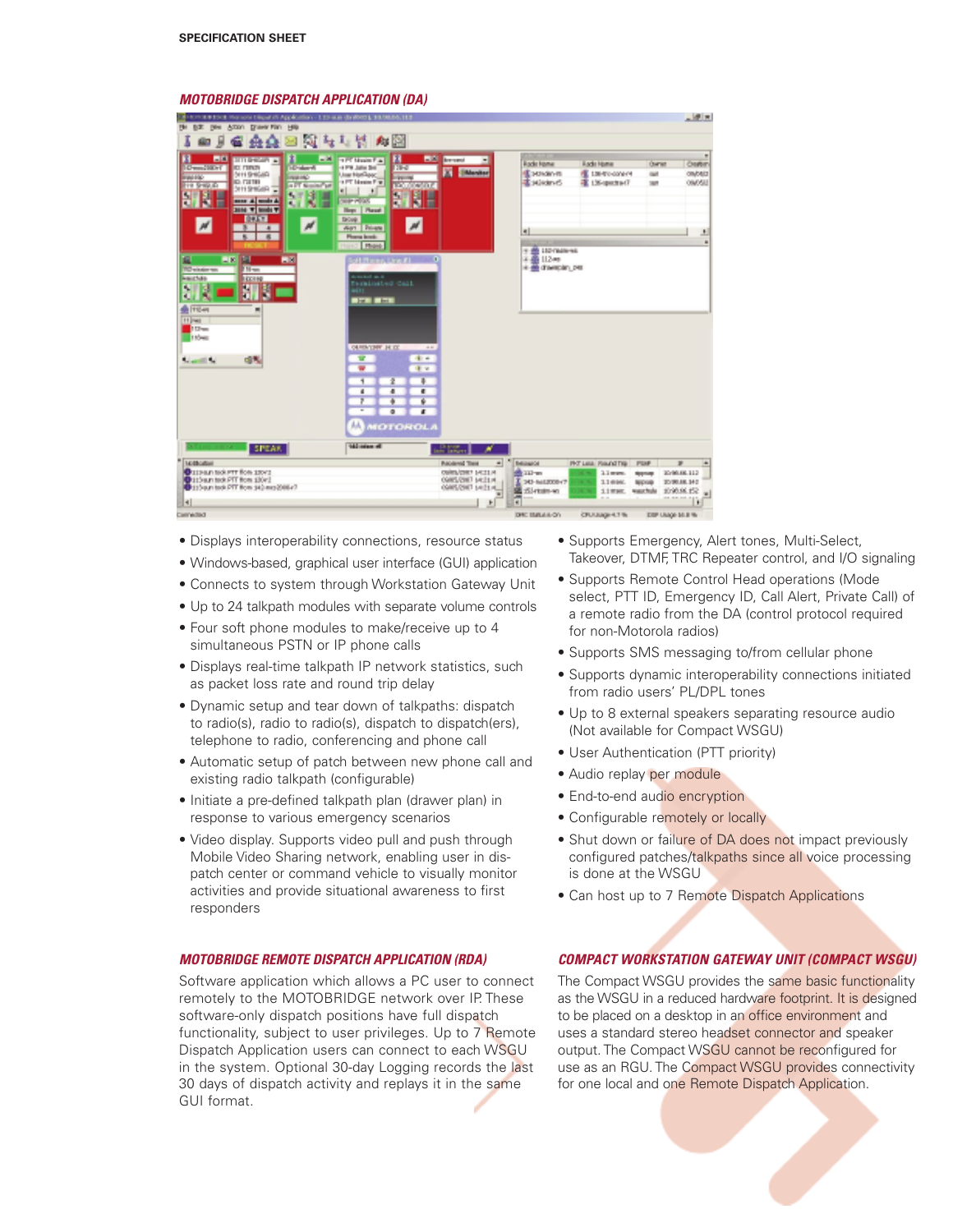## MOTOBRIDGE DISPATCH APPLICATION (DA)

- Displays interoperability connections, resource status
- Windows-based, graphical user interface (GUI) application
- Connects to system through Workstation Gateway Unit
- Up to 24 talkpath modules with separate volume controls
- Four soft phone modules to make/receive up to 4 simultaneous PSTN or IP phone calls
- Displays real-time talkpath IP network statistics, such as packet loss rate and round trip delay
- Dynamic setup and tear down of talkpaths: dispatch to radio(s), radio to radio(s), dispatch to dispatch(ers), telephone to radio, conferencing and phone call
- Automatic setup of patch between new phone call and existing radio talkpath (configurable)
- Initiate a pre-defined talkpath plan (drawer plan) in response to various emergency scenarios
- Video display. Supports video pull and push through Mobile Video Sharing network, enabling user in dispatch center or command vehicle to visually monitor activities and provide situational awareness to first responders
- Supports Emergency, Alert tones, Multi-Select, Takeover, DTMF, TRC Repeater control, and I/O signaling
- Supports Remote Control Head operations (Mode select, PTT ID, Emergency ID, Call Alert, Private Call) of a remote radio from the DA (control protocol required for non-Motorola radios)
- Supports SMS messaging to/from cellular phone
- Supports dynamic interoperability connections initiated from radio users' PL/DPL tones
- Up to 8 external speakers separating resource audio (Not available for Compact WSGU)
- User Authentication (PTT priority)
- Audio replay per module
- End-to-end audio encryption
- Configurable remotely or locally
- Shut down or failure of DA does not impact previously configured patches/talkpaths since all voice processing is done at the WSGU
- Can host up to 7 Remote Dispatch Applications

## MOTOBRIDGE REMOTE DISPATCH APPLICATION (RDA)

Software application which allows a PC user to connect remotely to the MOTOBRIDGE network over IP. These software-only dispatch positions have full dispatch functionality, subject to user privileges. Up to 7 Remote Dispatch Application users can connect to each WSGU in the system. Optional 30-day Logging records the last 30 days of dispatch activity and replays it in the same GUI format.

## COMPACT WORKSTATION GATEWAY UNIT (COMPACT WSGU)

The Compact WSGU provides the same basic functionality as the WSGU in a reduced hardware footprint. It is designed to be placed on a desktop in an office environment and uses a standard stereo headset connector and speaker output. The Compact WSGU cannot be reconfigured for use as an RGU. The Compact WSGU provides connectivity for one local and one Remote Dispatch Application.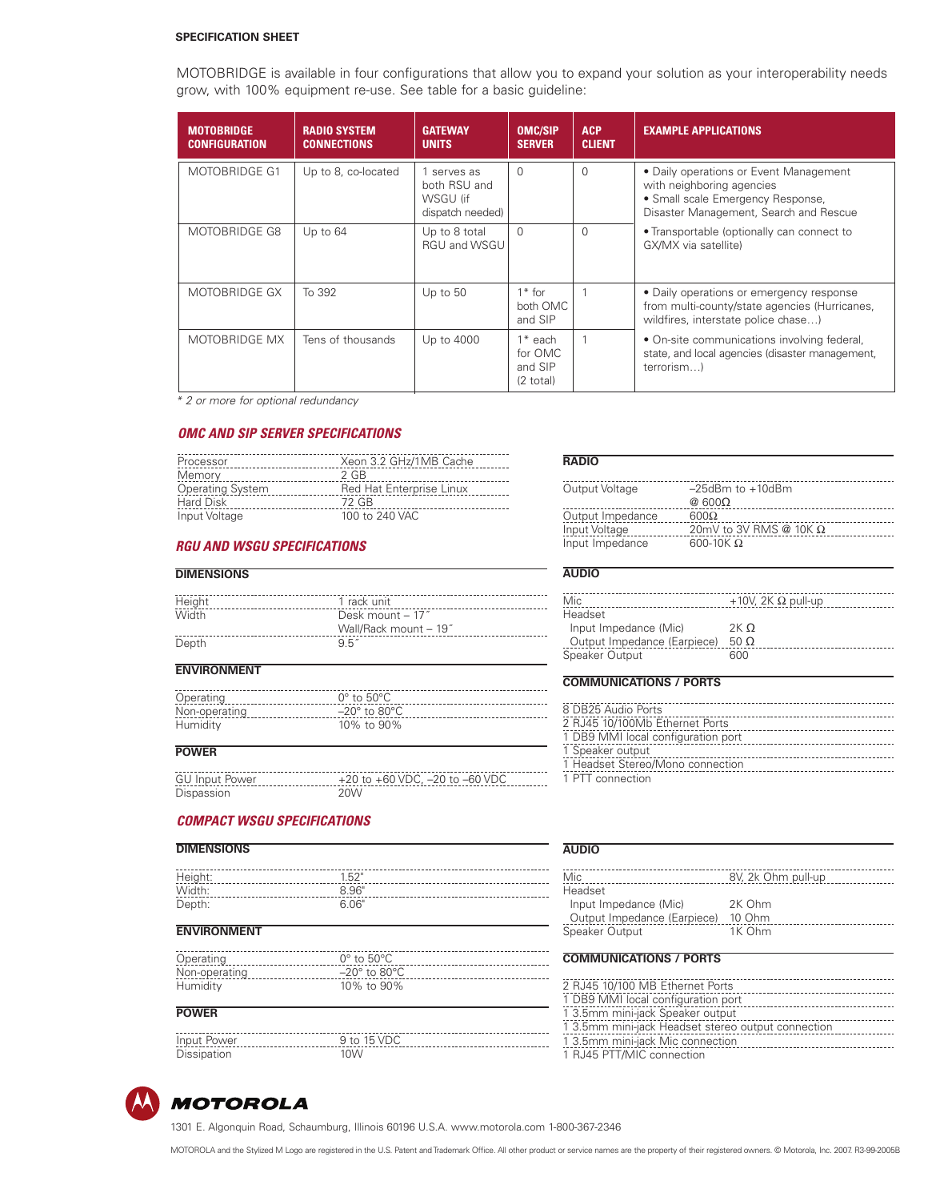**SPECIFICATION SHEET**

MOTOBRIDGE is available in four configurations that allow you to expand your solution as your interoperability needs grow, with 100% equipment re-use. See table for a basic guideline:

| MOTOBRIDGE CONFIGURATION | RADIO SYSTEM CONNECTIONS | GATEWAY UNITS | OMC/SIP SERVER | ACP CLIENT | EXAMPLE APPLICATIONS |
|---|---|---|---|---|---|
| MOTOBRIDGE G1 | Up to 8, co-located | 1 serves as both RSU and WSGU (if dispatch needed) | 0 | 0 | • Daily operations or Event Management with neighboring agencies<br>• Small scale Emergency Response, Disaster Management, Search and Rescue |
| MOTOBRIDGE G8 | Up to 64 | Up to 8 total RGU and WSGU | 0 | 0 | • Transportable (optionally can connect to GX/MX via satellite) |
| MOTOBRIDGE GX | To 392 | Up to 50 | 1* for both OMC and SIP | 1 | • Daily operations or emergency response from multi-county/state agencies (Hurricanes, wildfires, interstate police chase…) |
| MOTOBRIDGE MX | Tens of thousands | Up to 4000 | 1* each for OMC and SIP (2 total) | 1 | • On-site communications involving federal, state, and local agencies (disaster management, terrorism…) |

*\* 2 or more for optional redundancy*

## OMC AND SIP SERVER SPECIFICATIONS

| | |
|---|---|
| Processor | Xeon 3.2 GHz/1MB Cache |
| Memory | 2 GB |
| Operating System | Red Hat Enterprise Linux |
| Hard Disk | 72 GB |
| Input Voltage | 100 to 240 VAC |

## RGU AND WSGU SPECIFICATIONS

### DIMENSIONS

| | |
|---|---|
| Height | 1 rack unit |
| Width | Desk mount – 17˝<br>Wall/Rack mount – 19˝ |
| Depth | 9.5˝ |

### ENVIRONMENT

| | |
|---|---|
| Operating | 0° to 50°C |
| Non-operating | –20° to 80°C |
| Humidity | 10% to 90% |

### POWER

| | |
|---|---|
| GU Input Power | +20 to +60 VDC, –20 to –60 VDC |
| Dispassion | 20W |

### RADIO

| | |
|---|---|
| Output Voltage | –25dBm to +10dBm @ 600Ω |
| Output Impedance | 600Ω |
| Input Voltage | 20mV to 3V RMS @ 10K Ω |
| Input Impedance | 600-10K Ω |

### AUDIO

| | |
|---|---|
| Mic | +10V, 2K Ω pull-up |
| Headset | |
| Input Impedance (Mic) | 2K Ω |
| Output Impedance (Earpiece) | 50 Ω |
| Speaker Output | 600 |

### COMMUNICATIONS / PORTS

- 8 DB25 Audio Ports
- 2 RJ45 10/100Mb Ethernet Ports
- 1 DB9 MMI local configuration port
- 1 Speaker output
- 1 Headset Stereo/Mono connection
- 1 PTT connection

## COMPACT WSGU SPECIFICATIONS

### DIMENSIONS

| | |
|---|---|
| Height: | 1.52" |
| Width: | 8.96" |
| Depth: | 6.06" |

### ENVIRONMENT

| | |
|---|---|
| Operating | 0° to 50°C |
| Non-operating | –20° to 80°C |
| Humidity | 10% to 90% |

### POWER

| | |
|---|---|
| Input Power | 9 to 15 VDC |
| Dissipation | 10W |

### AUDIO

| | |
|---|---|
| Mic | 8V, 2k Ohm pull-up |
| Headset | |
| Input Impedance (Mic) | 2K Ohm |
| Output Impedance (Earpiece) | 10 Ohm |
| Speaker Output | 1K Ohm |

### COMMUNICATIONS / PORTS

- 2 RJ45 10/100 MB Ethernet Ports
- 1 DB9 MMI local configuration port
- 1 3.5mm mini-jack Speaker output
- 1 3.5mm mini-jack Headset stereo output connection
- 1 3.5mm mini-jack Mic connection
- 1 RJ45 PTT/MIC connection

**MOTOROLA**

1301 E. Algonquin Road, Schaumburg, Illinois 60196 U.S.A. www.motorola.com 1-800-367-2346

MOTOROLA and the Stylized M Logo are registered in the U.S. Patent and Trademark Office. All other product or service names are the property of their registered owners. © Motorola, Inc. 2007. R3-99-2005B